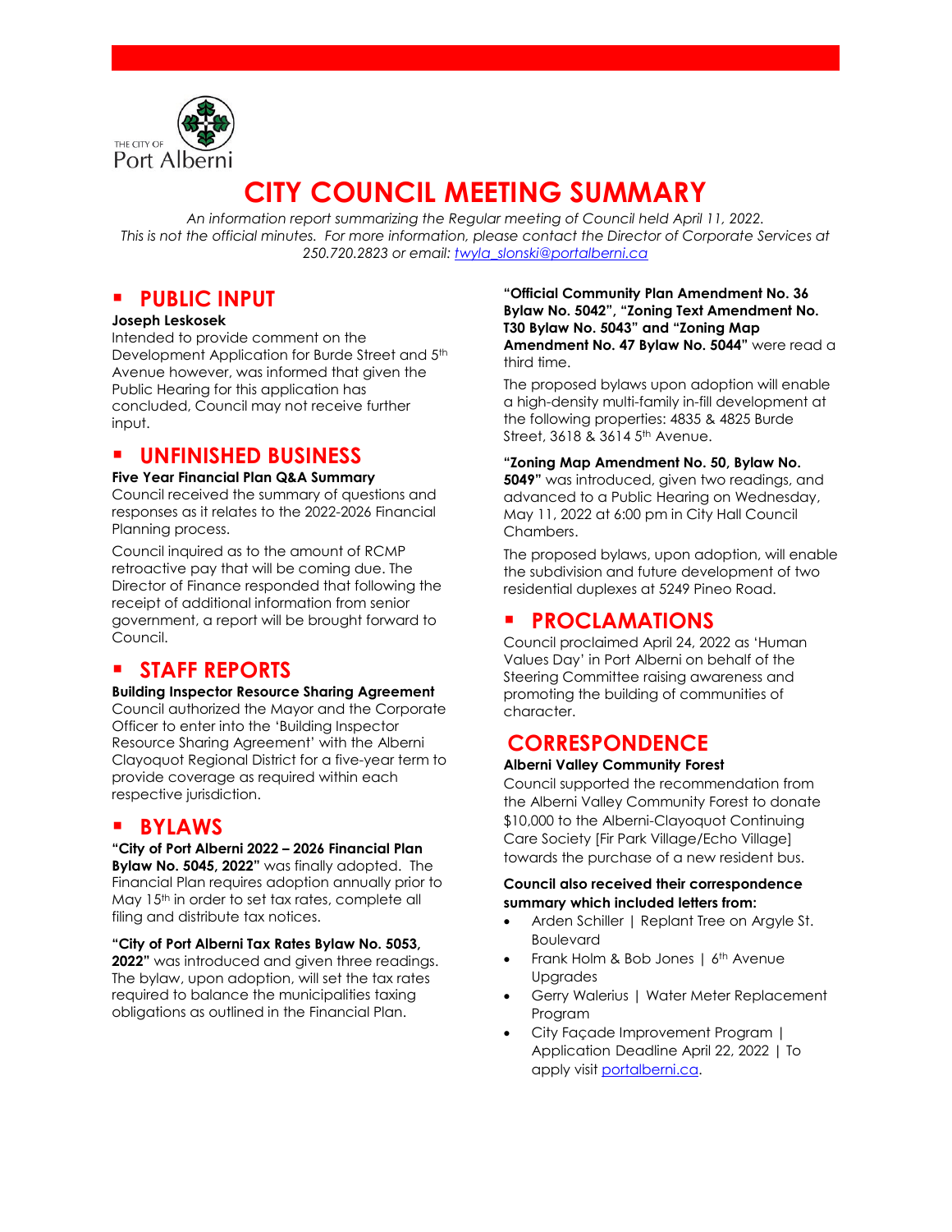THE CITY OF Port Alberni

# CITY COUNCIL MEETING SUMMARY

*An information report summarizing the Regular meeting of Council held April 11, 2022. This is not the official minutes. For more information, please contact the Director of Corporate Services at 250.720.2823 or email: twyla_slonski@portalberni.ca*

## PUBLIC INPUT

**Joseph Leskosek**

Intended to provide comment on the Development Application for Burde Street and 5th Avenue however, was informed that given the Public Hearing for this application has concluded, Council may not receive further input.

## UNFINISHED BUSINESS

**Five Year Financial Plan Q&A Summary**

Council received the summary of questions and responses as it relates to the 2022-2026 Financial Planning process.

Council inquired as to the amount of RCMP retroactive pay that will be coming due. The Director of Finance responded that following the receipt of additional information from senior government, a report will be brought forward to Council.

## STAFF REPORTS

**Building Inspector Resource Sharing Agreement**

Council authorized the Mayor and the Corporate Officer to enter into the 'Building Inspector Resource Sharing Agreement' with the Alberni Clayoquot Regional District for a five-year term to provide coverage as required within each respective jurisdiction.

## BYLAWS

**"City of Port Alberni 2022 – 2026 Financial Plan Bylaw No. 5045, 2022"** was finally adopted. The Financial Plan requires adoption annually prior to May 15th in order to set tax rates, complete all filing and distribute tax notices.

**"City of Port Alberni Tax Rates Bylaw No. 5053, 2022"** was introduced and given three readings. The bylaw, upon adoption, will set the tax rates required to balance the municipalities taxing obligations as outlined in the Financial Plan.

**"Official Community Plan Amendment No. 36 Bylaw No. 5042", "Zoning Text Amendment No. T30 Bylaw No. 5043" and "Zoning Map Amendment No. 47 Bylaw No. 5044"** were read a third time.

The proposed bylaws upon adoption will enable a high-density multi-family in-fill development at the following properties: 4835 & 4825 Burde Street, 3618 & 3614 5th Avenue.

**"Zoning Map Amendment No. 50, Bylaw No. 5049"** was introduced, given two readings, and advanced to a Public Hearing on Wednesday, May 11, 2022 at 6:00 pm in City Hall Council Chambers.

The proposed bylaws, upon adoption, will enable the subdivision and future development of two residential duplexes at 5249 Pineo Road.

## PROCLAMATIONS

Council proclaimed April 24, 2022 as 'Human Values Day' in Port Alberni on behalf of the Steering Committee raising awareness and promoting the building of communities of character.

## CORRESPONDENCE

**Alberni Valley Community Forest**

Council supported the recommendation from the Alberni Valley Community Forest to donate $10,000 to the Alberni-Clayoquot Continuing Care Society [Fir Park Village/Echo Village] towards the purchase of a new resident bus.

**Council also received their correspondence summary which included letters from:**

- Arden Schiller | Replant Tree on Argyle St. Boulevard
- Frank Holm & Bob Jones | 6th Avenue Upgrades
- Gerry Walerius | Water Meter Replacement Program
- City Façade Improvement Program | Application Deadline April 22, 2022 | To apply visit portalberni.ca.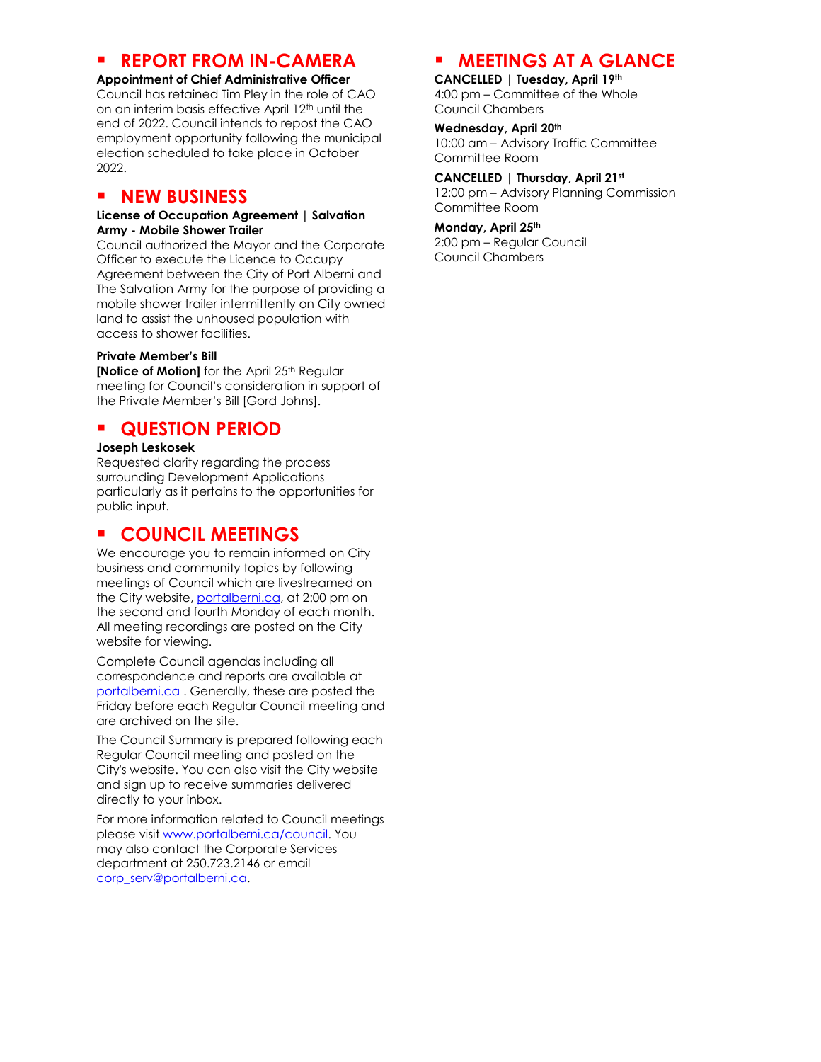## REPORT FROM IN-CAMERA

**Appointment of Chief Administrative Officer**

Council has retained Tim Pley in the role of CAO on an interim basis effective April 12th until the end of 2022. Council intends to repost the CAO employment opportunity following the municipal election scheduled to take place in October 2022.

## NEW BUSINESS

**License of Occupation Agreement | Salvation Army - Mobile Shower Trailer**

Council authorized the Mayor and the Corporate Officer to execute the Licence to Occupy Agreement between the City of Port Alberni and The Salvation Army for the purpose of providing a mobile shower trailer intermittently on City owned land to assist the unhoused population with access to shower facilities.

**Private Member's Bill**

**[Notice of Motion]** for the April 25th Regular meeting for Council's consideration in support of the Private Member's Bill [Gord Johns].

## QUESTION PERIOD

**Joseph Leskosek**

Requested clarity regarding the process surrounding Development Applications particularly as it pertains to the opportunities for public input.

## COUNCIL MEETINGS

We encourage you to remain informed on City business and community topics by following meetings of Council which are livestreamed on the City website, portalberni.ca, at 2:00 pm on the second and fourth Monday of each month. All meeting recordings are posted on the City website for viewing.

Complete Council agendas including all correspondence and reports are available at portalberni.ca . Generally, these are posted the Friday before each Regular Council meeting and are archived on the site.

The Council Summary is prepared following each Regular Council meeting and posted on the City's website. You can also visit the City website and sign up to receive summaries delivered directly to your inbox.

For more information related to Council meetings please visit www.portalberni.ca/council. You may also contact the Corporate Services department at 250.723.2146 or email corp_serv@portalberni.ca.

## MEETINGS AT A GLANCE

**CANCELLED | Tuesday, April 19th**
4:00 pm – Committee of the Whole
Council Chambers

**Wednesday, April 20th**
10:00 am – Advisory Traffic Committee
Committee Room

**CANCELLED | Thursday, April 21st**
12:00 pm – Advisory Planning Commission
Committee Room

**Monday, April 25th**
2:00 pm – Regular Council
Council Chambers